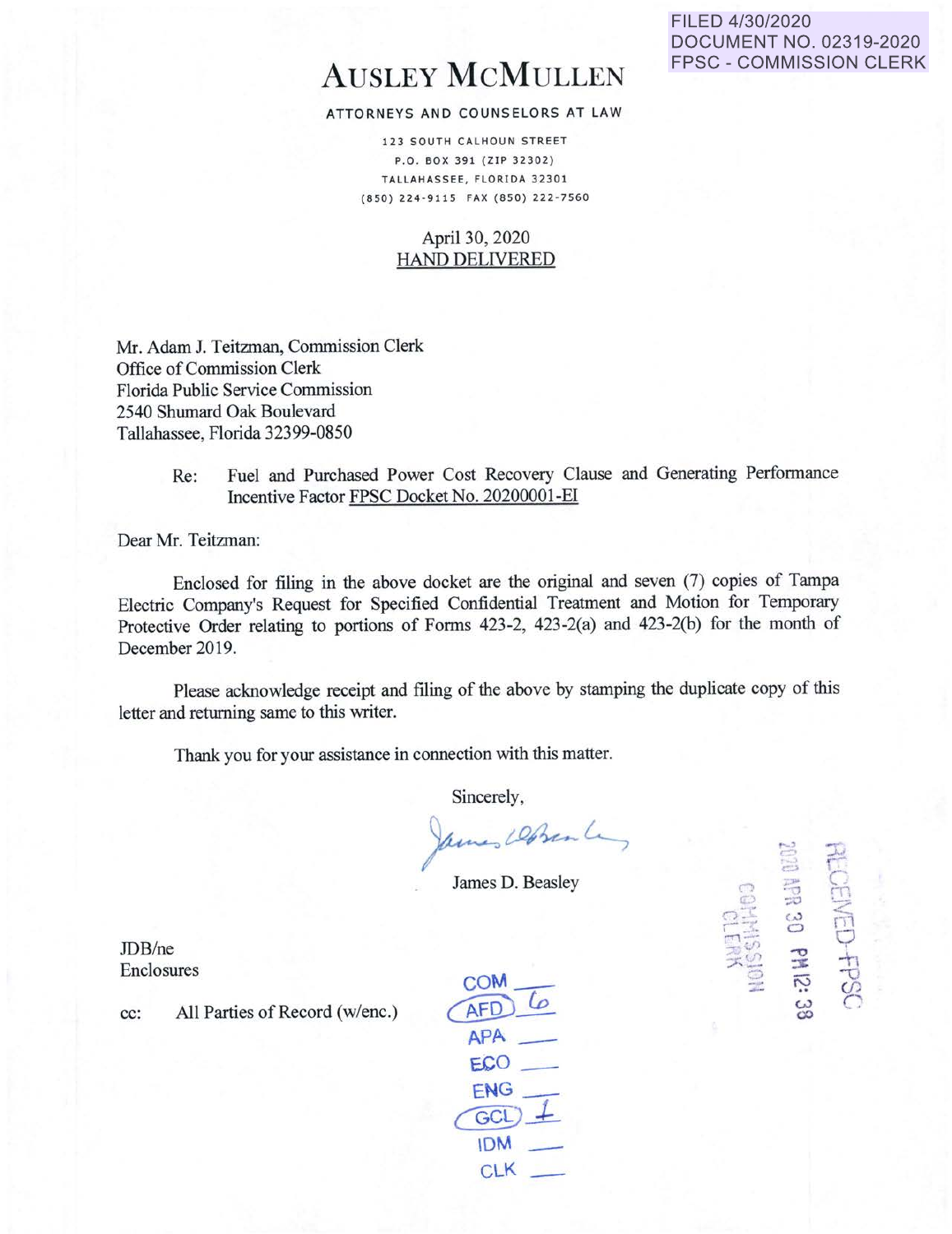FILED 4/30/2020
DOCUMENT NO. 02319-2020
FPSC - COMMISSION CLERK

# AUSLEY MCMULLEN

ATTORNEYS AND COUNSELORS AT LAW

123 SOUTH CALHOUN STREET
P.O. BOX 391 (ZIP 32302)
TALLAHASSEE, FLORIDA 32301
(850) 224-9115 FAX (850) 222-7560

April 30, 2020
HAND DELIVERED

Mr. Adam J. Teitzman, Commission Clerk
Office of Commission Clerk
Florida Public Service Commission
2540 Shumard Oak Boulevard
Tallahassee, Florida 32399-0850

Re: Fuel and Purchased Power Cost Recovery Clause and Generating Performance Incentive Factor FPSC Docket No. 20200001-EI

Dear Mr. Teitzman:

Enclosed for filing in the above docket are the original and seven (7) copies of Tampa Electric Company's Request for Specified Confidential Treatment and Motion for Temporary Protective Order relating to portions of Forms 423-2, 423-2(a) and 423-2(b) for the month of December 2019.

Please acknowledge receipt and filing of the above by stamping the duplicate copy of this letter and returning same to this writer.

Thank you for your assistance in connection with this matter.

Sincerely,

James D. Beasley

JDB/ne
Enclosures

cc: All Parties of Record (w/enc.)

COM ___
AFD 6
APA ___
ECO ___
ENG ___
GCL 1
IDM ___
CLK ___

RECEIVED-FPSC
2020 APR 30 PM 12:38
COMMISSION CLERK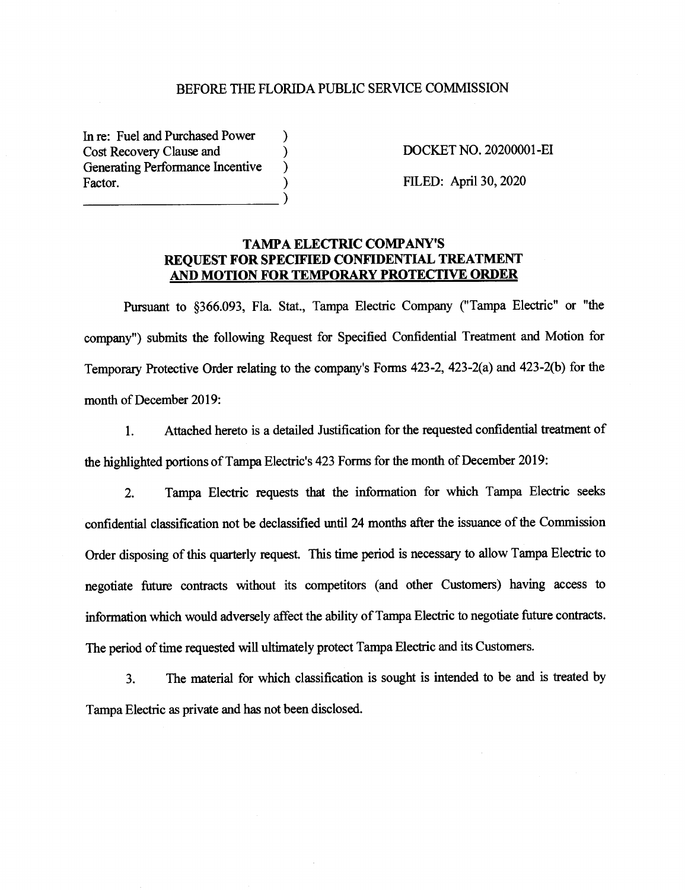BEFORE THE FLORIDA PUBLIC SERVICE COMMISSION

| | | |
|---|---|---|
| In re: Fuel and Purchased Power Cost Recovery Clause and Generating Performance Incentive Factor. | ) ) ) ) ) | DOCKET NO. 20200001-EI<br><br>FILED: April 30, 2020 |

**TAMPA ELECTRIC COMPANY'S**
**REQUEST FOR SPECIFIED CONFIDENTIAL TREATMENT**
**AND MOTION FOR TEMPORARY PROTECTIVE ORDER**

Pursuant to §366.093, Fla. Stat., Tampa Electric Company ("Tampa Electric" or "the company") submits the following Request for Specified Confidential Treatment and Motion for Temporary Protective Order relating to the company's Forms 423-2, 423-2(a) and 423-2(b) for the month of December 2019:

1. Attached hereto is a detailed Justification for the requested confidential treatment of the highlighted portions of Tampa Electric's 423 Forms for the month of December 2019:

2. Tampa Electric requests that the information for which Tampa Electric seeks confidential classification not be declassified until 24 months after the issuance of the Commission Order disposing of this quarterly request. This time period is necessary to allow Tampa Electric to negotiate future contracts without its competitors (and other Customers) having access to information which would adversely affect the ability of Tampa Electric to negotiate future contracts. The period of time requested will ultimately protect Tampa Electric and its Customers.

3. The material for which classification is sought is intended to be and is treated by Tampa Electric as private and has not been disclosed.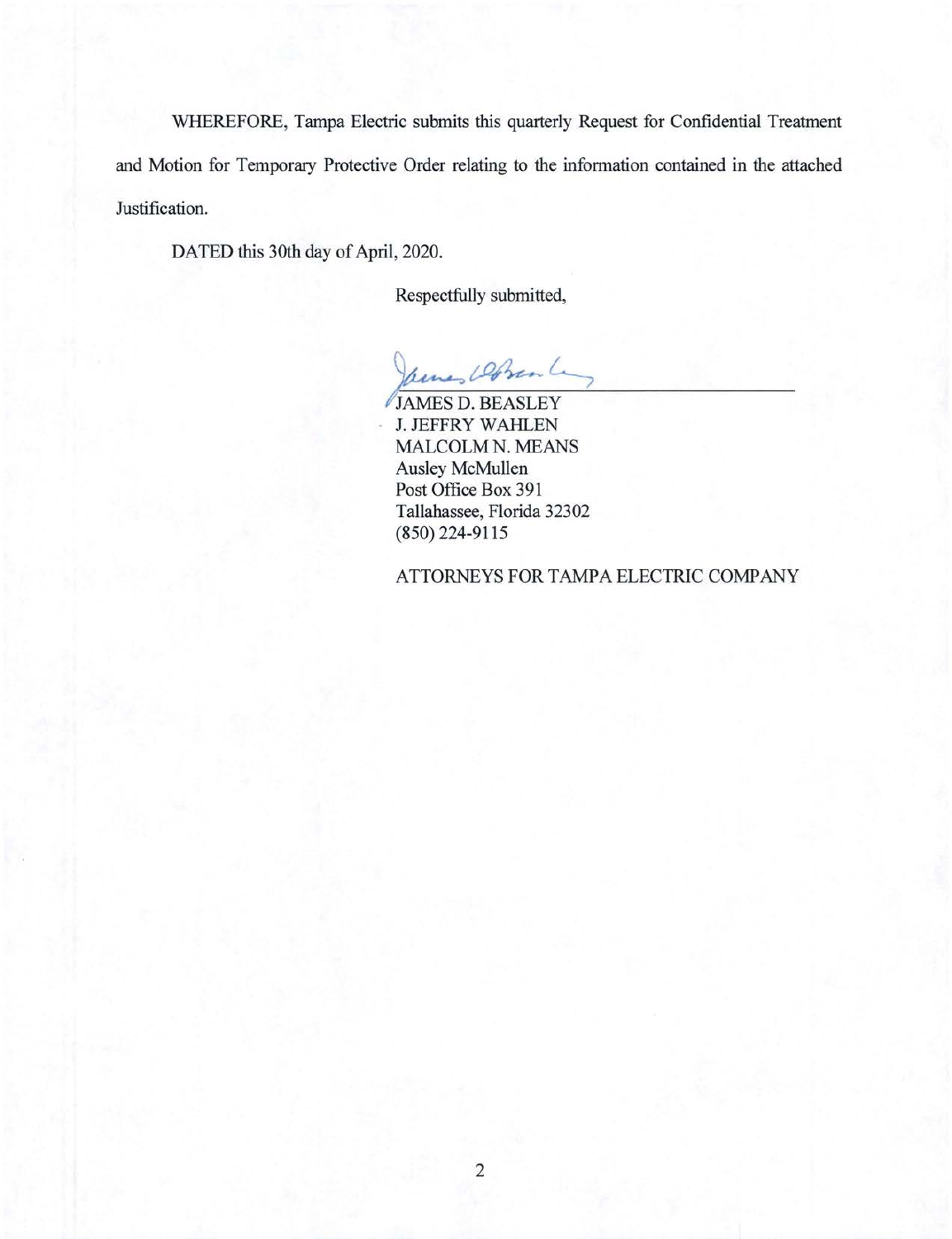WHEREFORE, Tampa Electric submits this quarterly Request for Confidential Treatment and Motion for Temporary Protective Order relating to the information contained in the attached Justification.

DATED this 30th day of April, 2020.

Respectfully submitted,

JAMES D. BEASLEY
J. JEFFRY WAHLEN
MALCOLM N. MEANS
Ausley McMullen
Post Office Box 391
Tallahassee, Florida 32302
(850) 224-9115

ATTORNEYS FOR TAMPA ELECTRIC COMPANY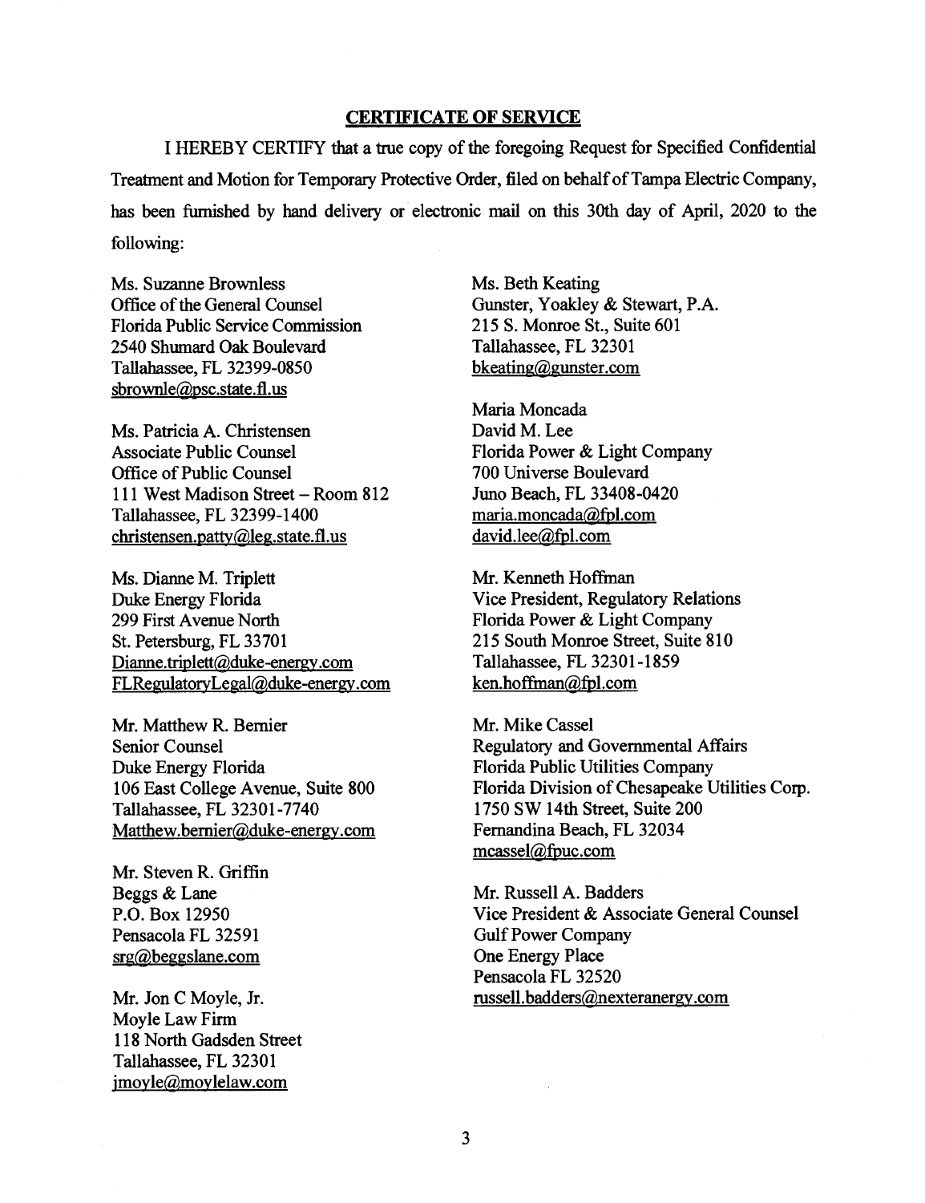## CERTIFICATE OF SERVICE

I HEREBY CERTIFY that a true copy of the foregoing Request for Specified Confidential Treatment and Motion for Temporary Protective Order, filed on behalf of Tampa Electric Company, has been furnished by hand delivery or electronic mail on this 30th day of April, 2020 to the following:

Ms. Suzanne Brownless
Office of the General Counsel
Florida Public Service Commission
2540 Shumard Oak Boulevard
Tallahassee, FL 32399-0850
sbrownle@psc.state.fl.us

Ms. Patricia A. Christensen
Associate Public Counsel
Office of Public Counsel
111 West Madison Street – Room 812
Tallahassee, FL 32399-1400
christensen.patty@leg.state.fl.us

Ms. Dianne M. Triplett
Duke Energy Florida
299 First Avenue North
St. Petersburg, FL 33701
Dianne.triplett@duke-energy.com
FLRegulatoryLegal@duke-energy.com

Mr. Matthew R. Bernier
Senior Counsel
Duke Energy Florida
106 East College Avenue, Suite 800
Tallahassee, FL 32301-7740
Matthew.bernier@duke-energy.com

Mr. Steven R. Griffin
Beggs & Lane
P.O. Box 12950
Pensacola FL 32591
srg@beggslane.com

Mr. Jon C Moyle, Jr.
Moyle Law Firm
118 North Gadsden Street
Tallahassee, FL 32301
jmoyle@moylelaw.com

Ms. Beth Keating
Gunster, Yoakley & Stewart, P.A.
215 S. Monroe St., Suite 601
Tallahassee, FL 32301
bkeating@gunster.com

Maria Moncada
David M. Lee
Florida Power & Light Company
700 Universe Boulevard
Juno Beach, FL 33408-0420
maria.moncada@fpl.com
david.lee@fpl.com

Mr. Kenneth Hoffman
Vice President, Regulatory Relations
Florida Power & Light Company
215 South Monroe Street, Suite 810
Tallahassee, FL 32301-1859
ken.hoffman@fpl.com

Mr. Mike Cassel
Regulatory and Governmental Affairs
Florida Public Utilities Company
Florida Division of Chesapeake Utilities Corp.
1750 SW 14th Street, Suite 200
Fernandina Beach, FL 32034
mcassel@fpuc.com

Mr. Russell A. Badders
Vice President & Associate General Counsel
Gulf Power Company
One Energy Place
Pensacola FL 32520
russell.badders@nexteranergy.com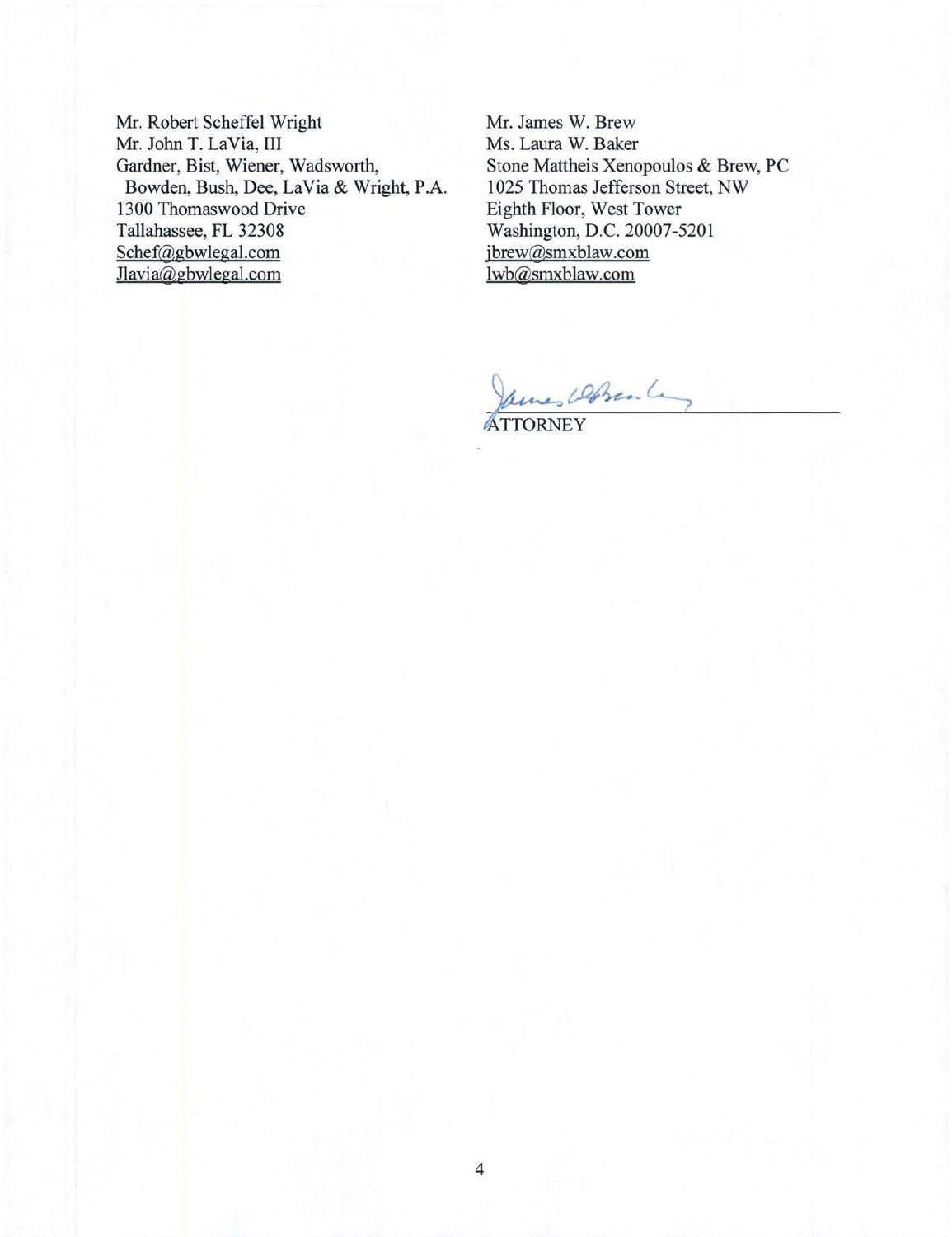Mr. Robert Scheffel Wright
Mr. John T. LaVia, III
Gardner, Bist, Wiener, Wadsworth,
Bowden, Bush, Dee, LaVia & Wright, P.A.
1300 Thomaswood Drive
Tallahassee, FL 32308
Schef@gbwlegal.com
Jlavia@gbwlegal.com

Mr. James W. Brew
Ms. Laura W. Baker
Stone Mattheis Xenopoulos & Brew, PC
1025 Thomas Jefferson Street, NW
Eighth Floor, West Tower
Washington, D.C. 20007-5201
jbrew@smxblaw.com
lwb@smxblaw.com

ATTORNEY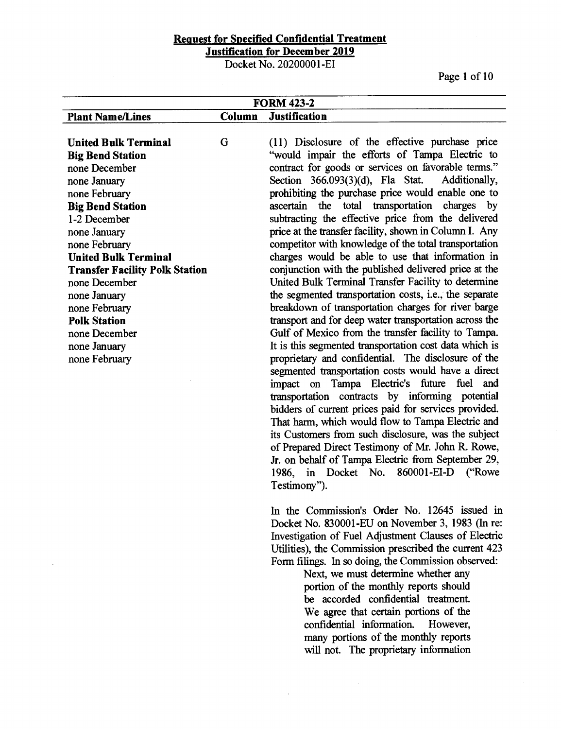**Request for Specified Confidential Treatment**
**Justification for December 2019**
Docket No. 20200001-EI

| FORM 423-2 | | |
|---|---|---|
| **Plant Name/Lines** | **Column** | **Justification** |
| **United Bulk Terminal**<br>**Big Bend Station**<br>none December<br>none January<br>none February<br>**Big Bend Station**<br>1-2 December<br>none January<br>none February<br>**United Bulk Terminal**<br>**Transfer Facility Polk Station**<br>none December<br>none January<br>none February<br>**Polk Station**<br>none December<br>none January<br>none February | G | (11) Disclosure of the effective purchase price "would impair the efforts of Tampa Electric to contract for goods or services on favorable terms." Section 366.093(3)(d), Fla Stat. Additionally, prohibiting the purchase price would enable one to ascertain the total transportation charges by subtracting the effective price from the delivered price at the transfer facility, shown in Column I. Any competitor with knowledge of the total transportation charges would be able to use that information in conjunction with the published delivered price at the United Bulk Terminal Transfer Facility to determine the segmented transportation costs, i.e., the separate breakdown of transportation charges for river barge transport and for deep water transportation across the Gulf of Mexico from the transfer facility to Tampa. It is this segmented transportation cost data which is proprietary and confidential. The disclosure of the segmented transportation costs would have a direct impact on Tampa Electric's future fuel and transportation contracts by informing potential bidders of current prices paid for services provided. That harm, which would flow to Tampa Electric and its Customers from such disclosure, was the subject of Prepared Direct Testimony of Mr. John R. Rowe, Jr. on behalf of Tampa Electric from September 29, 1986, in Docket No. 860001-EI-D ("Rowe Testimony").<br><br>In the Commission's Order No. 12645 issued in Docket No. 830001-EU on November 3, 1983 (In re: Investigation of Fuel Adjustment Clauses of Electric Utilities), the Commission prescribed the current 423 Form filings. In so doing, the Commission observed:<br><br>Next, we must determine whether any portion of the monthly reports should be accorded confidential treatment. We agree that certain portions of the confidential information. However, many portions of the monthly reports will not. The proprietary information |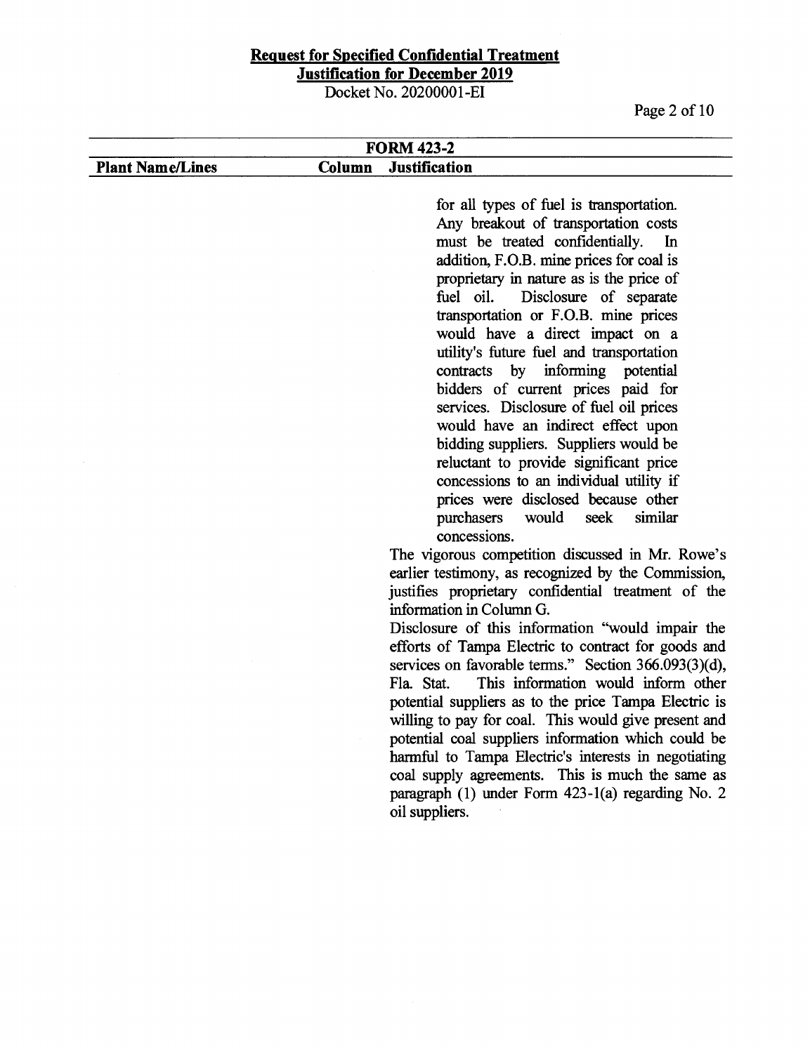**Request for Specified Confidential Treatment**
**Justification for December 2019**
Docket No. 20200001-EI

| FORM 423-2 | | |
|---|---|---|
| **Plant Name/Lines** | **Column** | **Justification** |

for all types of fuel is transportation. Any breakout of transportation costs must be treated confidentially. In addition, F.O.B. mine prices for coal is proprietary in nature as is the price of fuel oil. Disclosure of separate transportation or F.O.B. mine prices would have a direct impact on a utility's future fuel and transportation contracts by informing potential bidders of current prices paid for services. Disclosure of fuel oil prices would have an indirect effect upon bidding suppliers. Suppliers would be reluctant to provide significant price concessions to an individual utility if prices were disclosed because other purchasers would seek similar concessions.

The vigorous competition discussed in Mr. Rowe's earlier testimony, as recognized by the Commission, justifies proprietary confidential treatment of the information in Column G.

Disclosure of this information "would impair the efforts of Tampa Electric to contract for goods and services on favorable terms." Section 366.093(3)(d), Fla. Stat. This information would inform other potential suppliers as to the price Tampa Electric is willing to pay for coal. This would give present and potential coal suppliers information which could be harmful to Tampa Electric's interests in negotiating coal supply agreements. This is much the same as paragraph (1) under Form 423-1(a) regarding No. 2 oil suppliers.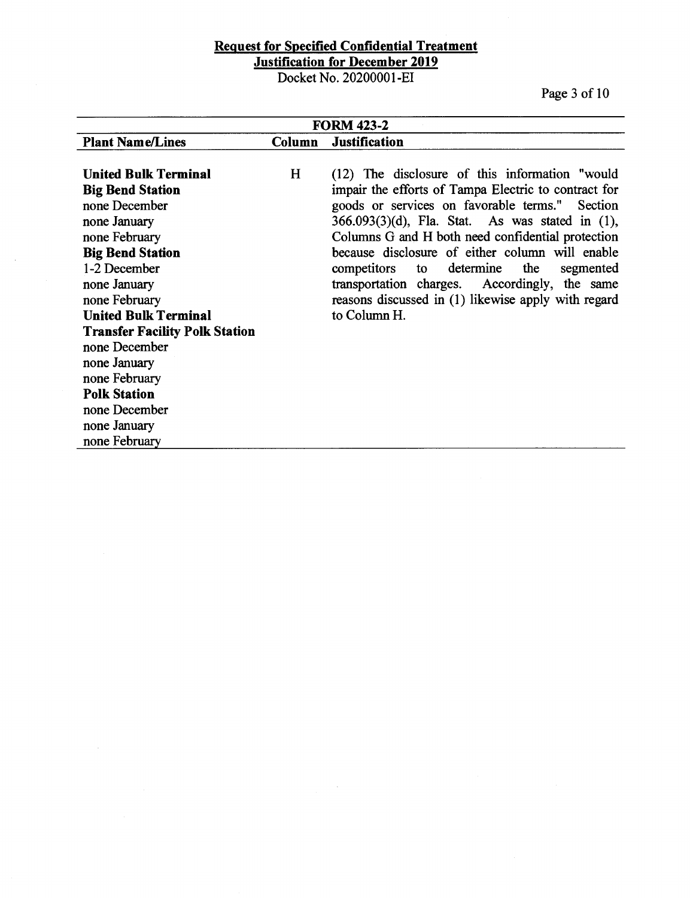**Request for Specified Confidential Treatment**
**Justification for December 2019**
Docket No. 20200001-EI

| FORM 423-2 | | |
|---|---|---|
| **Plant Name/Lines** | **Column** | **Justification** |
| **United Bulk Terminal**<br>**Big Bend Station**<br>none December<br>none January<br>none February<br>**Big Bend Station**<br>1-2 December<br>none January<br>none February<br>**United Bulk Terminal**<br>**Transfer Facility Polk Station**<br>none December<br>none January<br>none February<br>**Polk Station**<br>none December<br>none January<br>none February | H | (12) The disclosure of this information "would impair the efforts of Tampa Electric to contract for goods or services on favorable terms." Section 366.093(3)(d), Fla. Stat. As was stated in (1), Columns G and H both need confidential protection because disclosure of either column will enable competitors to determine the segmented transportation charges. Accordingly, the same reasons discussed in (1) likewise apply with regard to Column H. |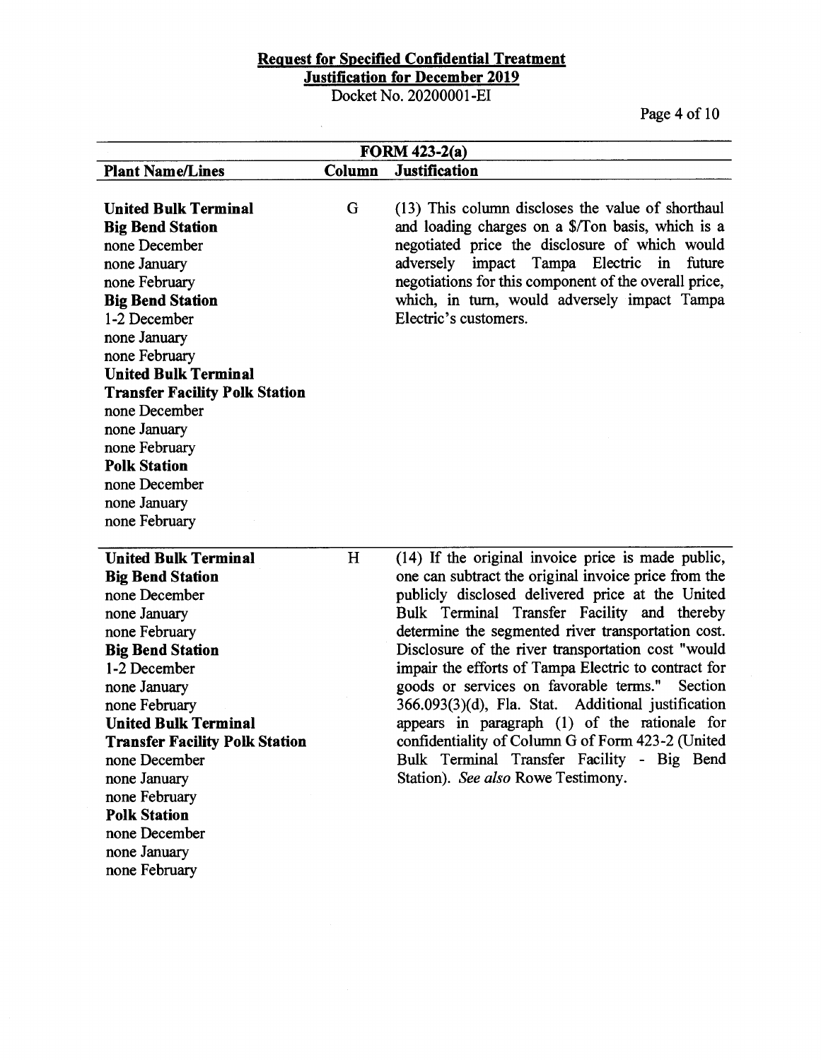**Request for Specified Confidential Treatment**
**Justification for December 2019**
Docket No. 20200001-EI

| FORM 423-2(a) | | |
|---|---|---|
| **Plant Name/Lines** | **Column** | **Justification** |
| **United Bulk Terminal**<br>**Big Bend Station**<br>none December<br>none January<br>none February<br>**Big Bend Station**<br>1-2 December<br>none January<br>none February<br>**United Bulk Terminal**<br>**Transfer Facility Polk Station**<br>none December<br>none January<br>none February<br>**Polk Station**<br>none December<br>none January<br>none February | G | (13) This column discloses the value of shorthaul and loading charges on a $/Ton basis, which is a negotiated price the disclosure of which would adversely impact Tampa Electric in future negotiations for this component of the overall price, which, in turn, would adversely impact Tampa Electric's customers. |
| **United Bulk Terminal**<br>**Big Bend Station**<br>none December<br>none January<br>none February<br>**Big Bend Station**<br>1-2 December<br>none January<br>none February<br>**United Bulk Terminal**<br>**Transfer Facility Polk Station**<br>none December<br>none January<br>none February<br>**Polk Station**<br>none December<br>none January<br>none February | H | (14) If the original invoice price is made public, one can subtract the original invoice price from the publicly disclosed delivered price at the United Bulk Terminal Transfer Facility and thereby determine the segmented river transportation cost. Disclosure of the river transportation cost "would impair the efforts of Tampa Electric to contract for goods or services on favorable terms." Section 366.093(3)(d), Fla. Stat. Additional justification appears in paragraph (1) of the rationale for confidentiality of Column G of Form 423-2 (United Bulk Terminal Transfer Facility - Big Bend Station). *See also* Rowe Testimony. |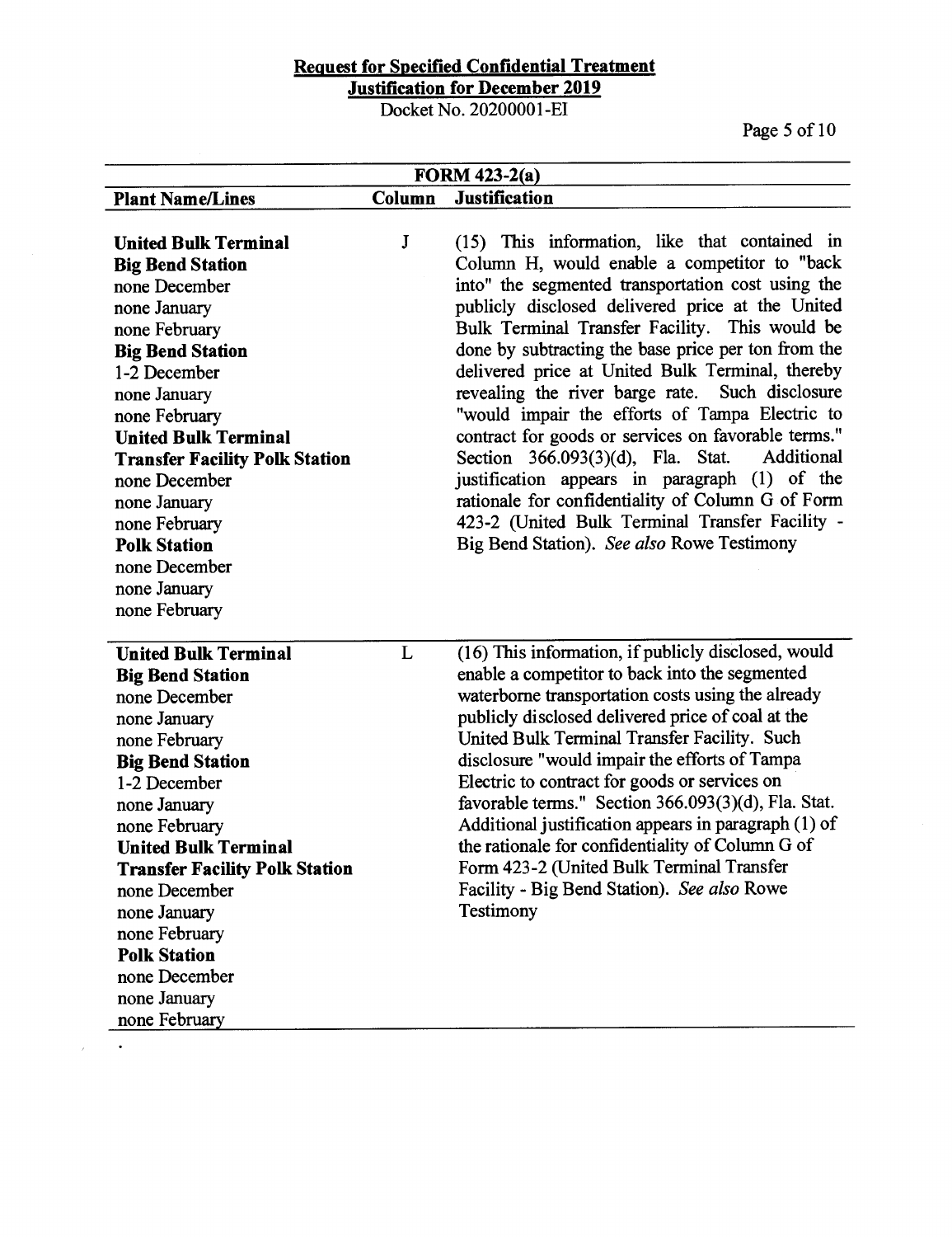**Request for Specified Confidential Treatment**
**Justification for December 2019**
Docket No. 20200001-EI

| FORM 423-2(a) | | |
|---|---|---|
| **Plant Name/Lines** | **Column** | **Justification** |
| **United Bulk Terminal**<br>**Big Bend Station**<br>none December<br>none January<br>none February<br>**Big Bend Station**<br>1-2 December<br>none January<br>none February<br>**United Bulk Terminal**<br>**Transfer Facility Polk Station**<br>none December<br>none January<br>none February<br>**Polk Station**<br>none December<br>none January<br>none February | J | (15) This information, like that contained in Column H, would enable a competitor to "back into" the segmented transportation cost using the publicly disclosed delivered price at the United Bulk Terminal Transfer Facility. This would be done by subtracting the base price per ton from the delivered price at United Bulk Terminal, thereby revealing the river barge rate. Such disclosure "would impair the efforts of Tampa Electric to contract for goods or services on favorable terms." Section 366.093(3)(d), Fla. Stat. Additional justification appears in paragraph (1) of the rationale for confidentiality of Column G of Form 423-2 (United Bulk Terminal Transfer Facility - Big Bend Station). *See also* Rowe Testimony |
| **United Bulk Terminal**<br>**Big Bend Station**<br>none December<br>none January<br>none February<br>**Big Bend Station**<br>1-2 December<br>none January<br>none February<br>**United Bulk Terminal**<br>**Transfer Facility Polk Station**<br>none December<br>none January<br>none February<br>**Polk Station**<br>none December<br>none January<br>none February | L | (16) This information, if publicly disclosed, would enable a competitor to back into the segmented waterborne transportation costs using the already publicly disclosed delivered price of coal at the United Bulk Terminal Transfer Facility. Such disclosure "would impair the efforts of Tampa Electric to contract for goods or services on favorable terms." Section 366.093(3)(d), Fla. Stat. Additional justification appears in paragraph (1) of the rationale for confidentiality of Column G of Form 423-2 (United Bulk Terminal Transfer Facility - Big Bend Station). *See also* Rowe Testimony |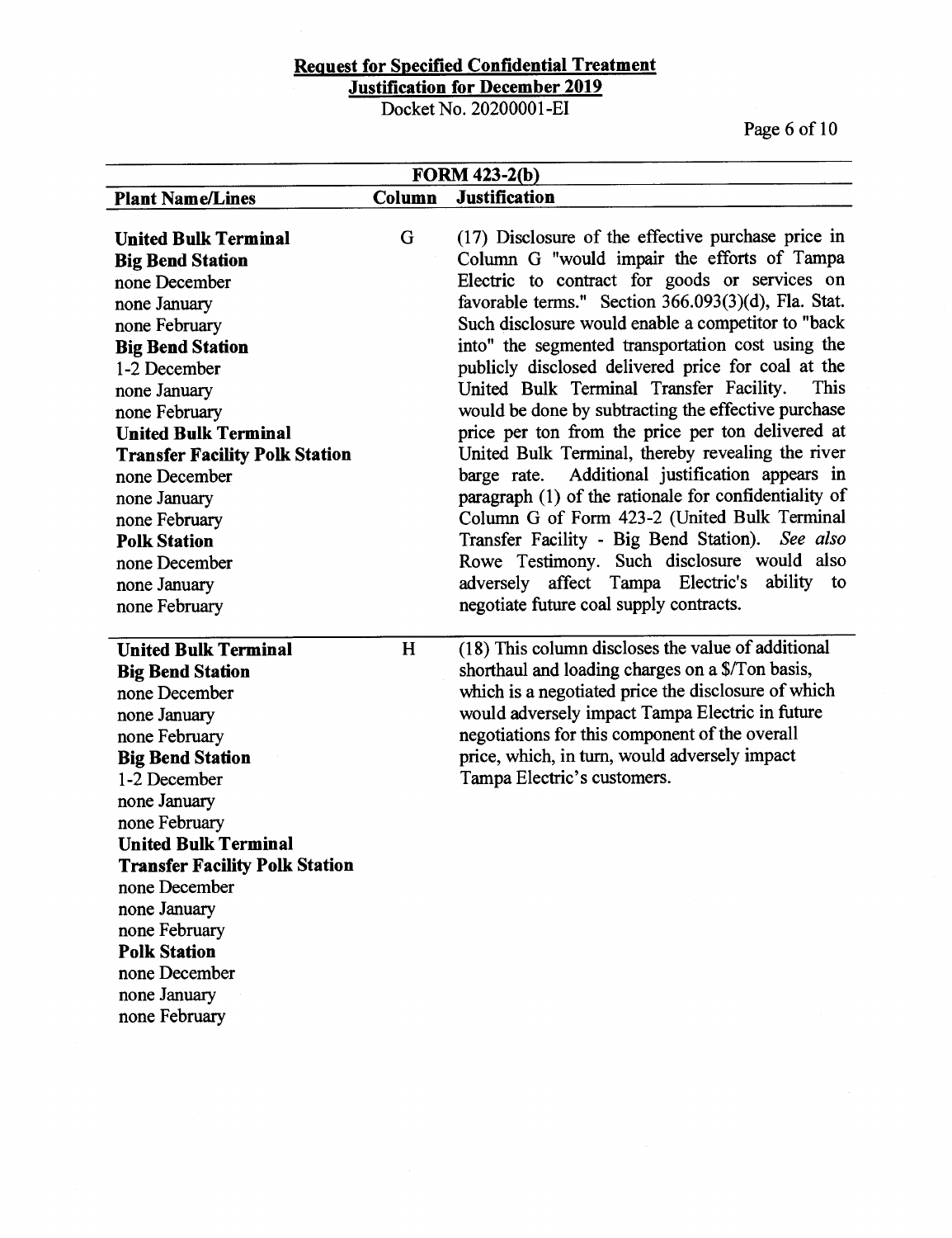**Request for Specified Confidential Treatment**
**Justification for December 2019**
Docket No. 20200001-EI

| FORM 423-2(b) | | |
|---|---|---|
| **Plant Name/Lines** | **Column** | **Justification** |
| **United Bulk Terminal Big Bend Station**<br>none December<br>none January<br>none February<br>**Big Bend Station**<br>1-2 December<br>none January<br>none February<br>**United Bulk Terminal Transfer Facility Polk Station**<br>none December<br>none January<br>none February<br>**Polk Station**<br>none December<br>none January<br>none February | G | (17) Disclosure of the effective purchase price in Column G "would impair the efforts of Tampa Electric to contract for goods or services on favorable terms." Section 366.093(3)(d), Fla. Stat. Such disclosure would enable a competitor to "back into" the segmented transportation cost using the publicly disclosed delivered price for coal at the United Bulk Terminal Transfer Facility. This would be done by subtracting the effective purchase price per ton from the price per ton delivered at United Bulk Terminal, thereby revealing the river barge rate. Additional justification appears in paragraph (1) of the rationale for confidentiality of Column G of Form 423-2 (United Bulk Terminal Transfer Facility - Big Bend Station). *See also* Rowe Testimony. Such disclosure would also adversely affect Tampa Electric's ability to negotiate future coal supply contracts. |
| **United Bulk Terminal Big Bend Station**<br>none December<br>none January<br>none February<br>**Big Bend Station**<br>1-2 December<br>none January<br>none February<br>**United Bulk Terminal Transfer Facility Polk Station**<br>none December<br>none January<br>none February<br>**Polk Station**<br>none December<br>none January<br>none February | H | (18) This column discloses the value of additional shorthaul and loading charges on a $/Ton basis, which is a negotiated price the disclosure of which would adversely impact Tampa Electric in future negotiations for this component of the overall price, which, in turn, would adversely impact Tampa Electric's customers. |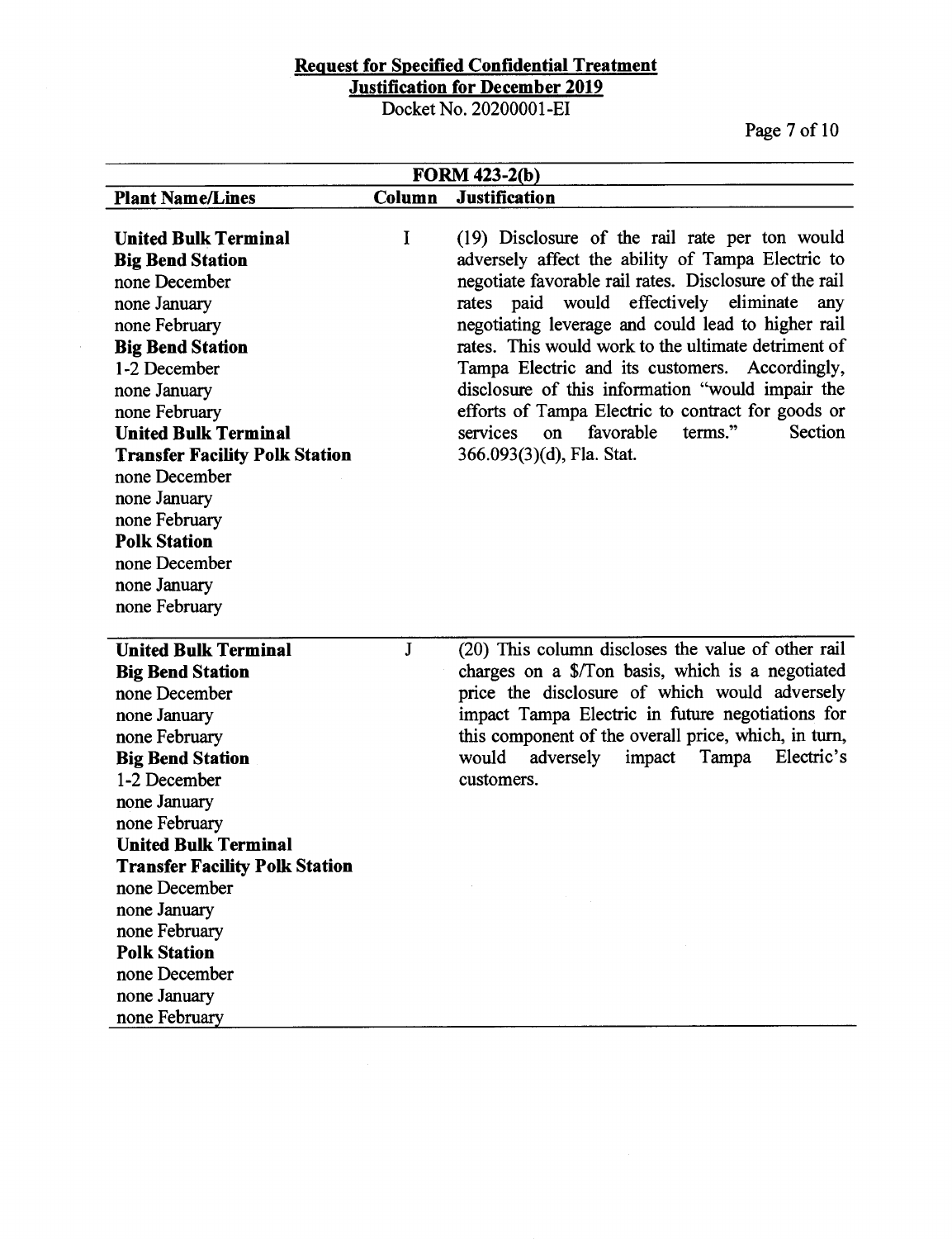**Request for Specified Confidential Treatment**
**Justification for December 2019**
Docket No. 20200001-EI

| FORM 423-2(b) | | |
|---|---|---|
| **Plant Name/Lines** | **Column** | **Justification** |
| **United Bulk Terminal**<br>**Big Bend Station**<br>none December<br>none January<br>none February<br>**Big Bend Station**<br>1-2 December<br>none January<br>none February<br>**United Bulk Terminal**<br>**Transfer Facility Polk Station**<br>none December<br>none January<br>none February<br>**Polk Station**<br>none December<br>none January<br>none February | I | (19) Disclosure of the rail rate per ton would adversely affect the ability of Tampa Electric to negotiate favorable rail rates. Disclosure of the rail rates paid would effectively eliminate any negotiating leverage and could lead to higher rail rates. This would work to the ultimate detriment of Tampa Electric and its customers. Accordingly, disclosure of this information "would impair the efforts of Tampa Electric to contract for goods or services on favorable terms." Section 366.093(3)(d), Fla. Stat. |
| **United Bulk Terminal**<br>**Big Bend Station**<br>none December<br>none January<br>none February<br>**Big Bend Station**<br>1-2 December<br>none January<br>none February<br>**United Bulk Terminal**<br>**Transfer Facility Polk Station**<br>none December<br>none January<br>none February<br>**Polk Station**<br>none December<br>none January<br>none February | J | (20) This column discloses the value of other rail charges on a $/Ton basis, which is a negotiated price the disclosure of which would adversely impact Tampa Electric in future negotiations for this component of the overall price, which, in turn, would adversely impact Tampa Electric's customers. |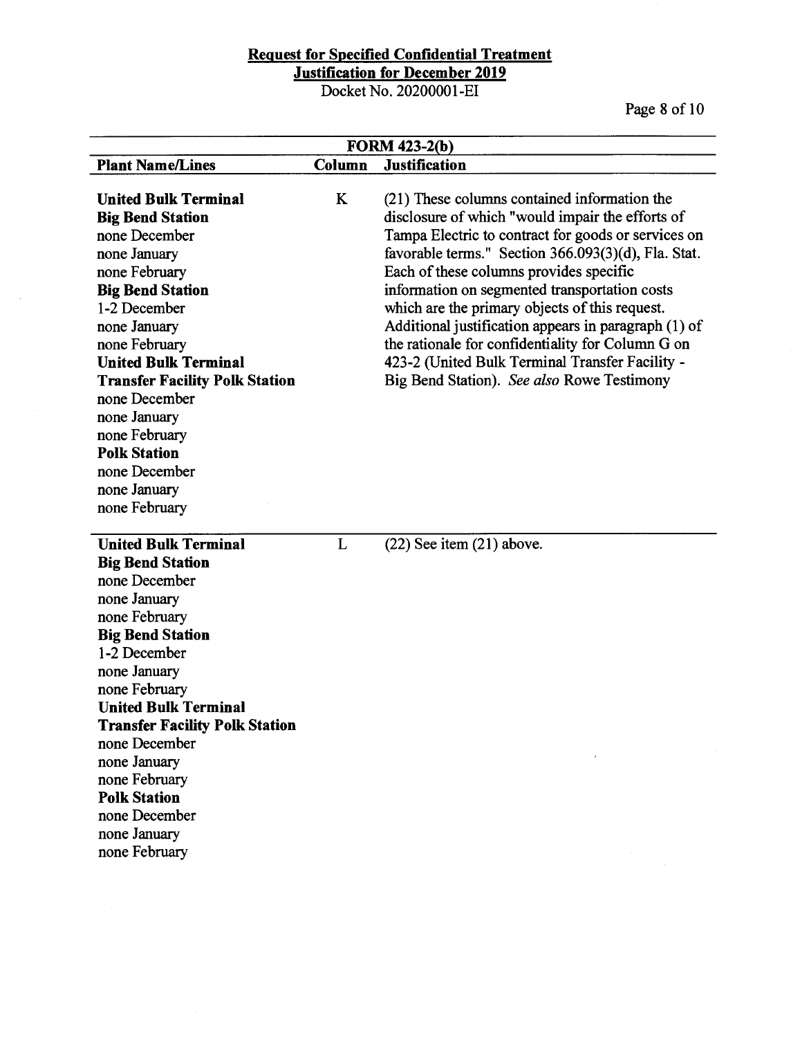**Request for Specified Confidential Treatment**
**Justification for December 2019**
Docket No. 20200001-EI

| FORM 423-2(b) | | |
|---|---|---|
| **Plant Name/Lines** | **Column** | **Justification** |
| **United Bulk Terminal**<br>**Big Bend Station**<br>none December<br>none January<br>none February<br>**Big Bend Station**<br>1-2 December<br>none January<br>none February<br>**United Bulk Terminal**<br>**Transfer Facility Polk Station**<br>none December<br>none January<br>none February<br>**Polk Station**<br>none December<br>none January<br>none February | K | (21) These columns contained information the disclosure of which "would impair the efforts of Tampa Electric to contract for goods or services on favorable terms." Section 366.093(3)(d), Fla. Stat. Each of these columns provides specific information on segmented transportation costs which are the primary objects of this request. Additional justification appears in paragraph (1) of the rationale for confidentiality for Column G on 423-2 (United Bulk Terminal Transfer Facility - Big Bend Station). *See also* Rowe Testimony |
| **United Bulk Terminal**<br>**Big Bend Station**<br>none December<br>none January<br>none February<br>**Big Bend Station**<br>1-2 December<br>none January<br>none February<br>**United Bulk Terminal**<br>**Transfer Facility Polk Station**<br>none December<br>none January<br>none February<br>**Polk Station**<br>none December<br>none January<br>none February | L | (22) See item (21) above. |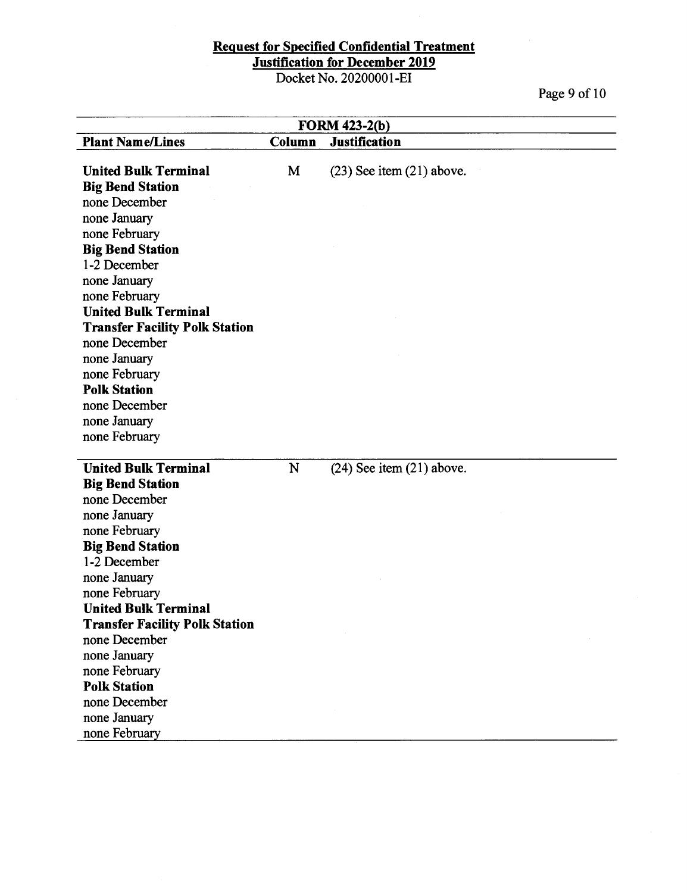**Request for Specified Confidential Treatment**
**Justification for December 2019**
Docket No. 20200001-EI

| FORM 423-2(b) | | |
|---|---|---|
| **Plant Name/Lines** | **Column** | **Justification** |
| **United Bulk Terminal**<br>**Big Bend Station**<br>none December<br>none January<br>none February<br>**Big Bend Station**<br>1-2 December<br>none January<br>none February<br>**United Bulk Terminal**<br>**Transfer Facility Polk Station**<br>none December<br>none January<br>none February<br>**Polk Station**<br>none December<br>none January<br>none February | M | (23) See item (21) above. |
| **United Bulk Terminal**<br>**Big Bend Station**<br>none December<br>none January<br>none February<br>**Big Bend Station**<br>1-2 December<br>none January<br>none February<br>**United Bulk Terminal**<br>**Transfer Facility Polk Station**<br>none December<br>none January<br>none February<br>**Polk Station**<br>none December<br>none January<br>none February | N | (24) See item (21) above. |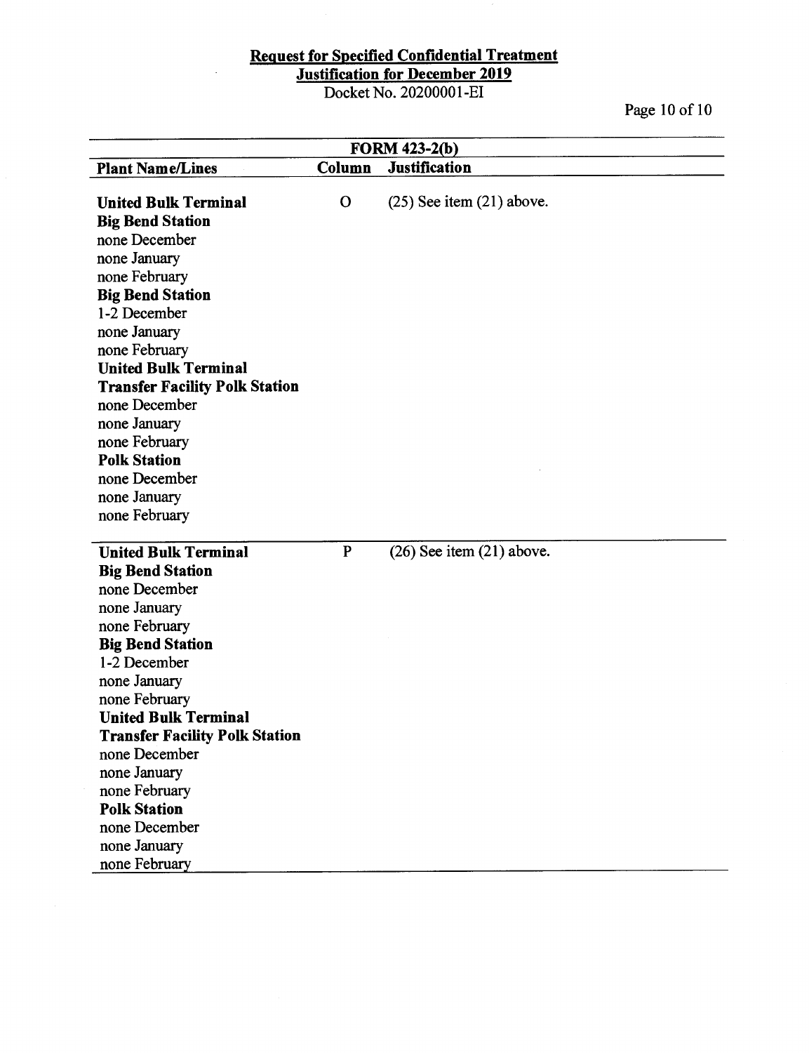**Request for Specified Confidential Treatment**
**Justification for December 2019**
Docket No. 20200001-EI

| FORM 423-2(b) | | |
|---|---|---|
| **Plant Name/Lines** | **Column** | **Justification** |
| **United Bulk Terminal**<br>**Big Bend Station**<br>none December<br>none January<br>none February<br>**Big Bend Station**<br>1-2 December<br>none January<br>none February<br>**United Bulk Terminal**<br>**Transfer Facility Polk Station**<br>none December<br>none January<br>none February<br>**Polk Station**<br>none December<br>none January<br>none February | O | (25) See item (21) above. |
| **United Bulk Terminal**<br>**Big Bend Station**<br>none December<br>none January<br>none February<br>**Big Bend Station**<br>1-2 December<br>none January<br>none February<br>**United Bulk Terminal**<br>**Transfer Facility Polk Station**<br>none December<br>none January<br>none February<br>**Polk Station**<br>none December<br>none January<br>none February | P | (26) See item (21) above. |